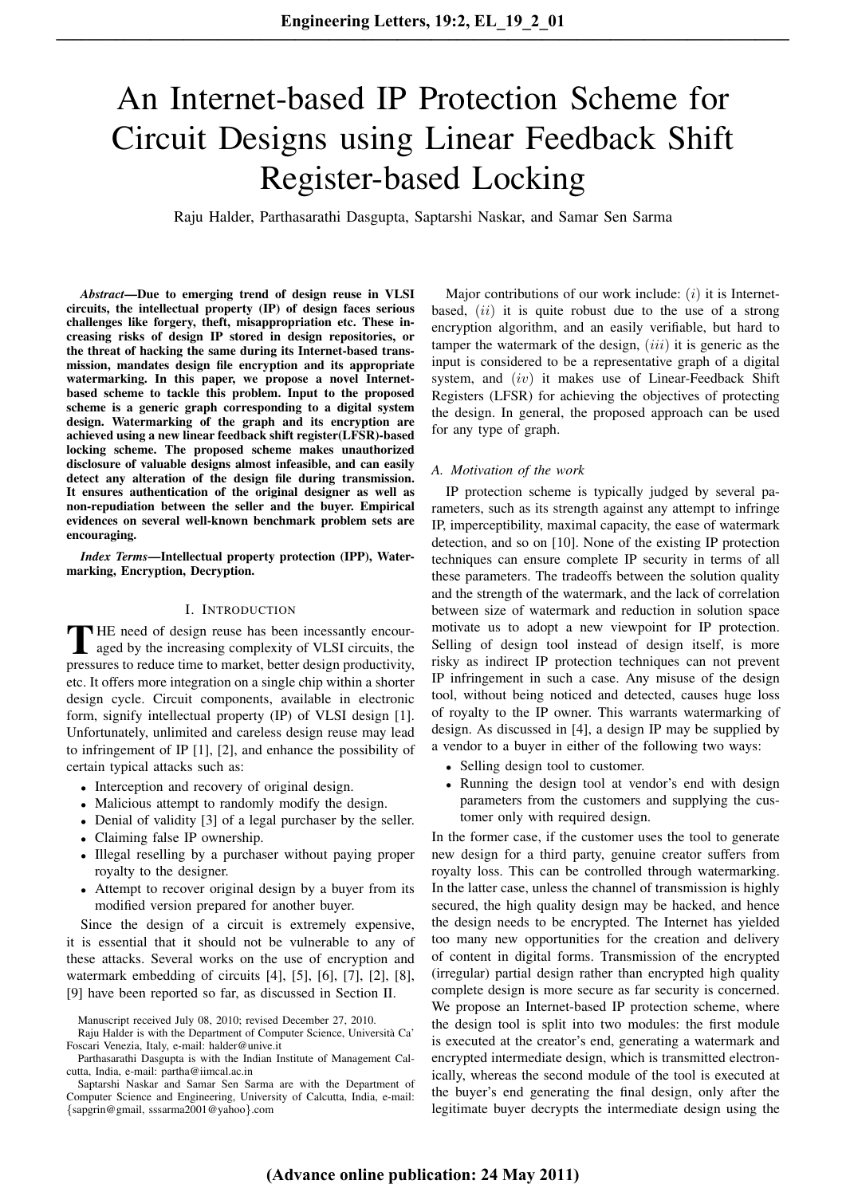# An Internet-based IP Protection Scheme for Circuit Designs using Linear Feedback Shift Register-based Locking

Raju Halder, Parthasarathi Dasgupta, Saptarshi Naskar, and Samar Sen Sarma

***Abstract*—Due to emerging trend of design reuse in VLSI circuits, the intellectual property (IP) of design faces serious challenges like forgery, theft, misappropriation etc. These increasing risks of design IP stored in design repositories, or the threat of hacking the same during its Internet-based transmission, mandates design file encryption and its appropriate watermarking. In this paper, we propose a novel Internet-based scheme to tackle this problem. Input to the proposed scheme is a generic graph corresponding to a digital system design. Watermarking of the graph and its encryption are achieved using a new linear feedback shift register(LFSR)-based locking scheme. The proposed scheme makes unauthorized disclosure of valuable designs almost infeasible, and can easily detect any alteration of the design file during transmission. It ensures authentication of the original designer as well as non-repudiation between the seller and the buyer. Empirical evidences on several well-known benchmark problem sets are encouraging.**

***Index Terms*—Intellectual property protection (IPP), Watermarking, Encryption, Decryption.**

## I. Introduction

The need of design reuse has been incessantly encouraged by the increasing complexity of VLSI circuits, the pressures to reduce time to market, better design productivity, etc. It offers more integration on a single chip within a shorter design cycle. Circuit components, available in electronic form, signify intellectual property (IP) of VLSI design [1]. Unfortunately, unlimited and careless design reuse may lead to infringement of IP [1], [2], and enhance the possibility of certain typical attacks such as:

- Interception and recovery of original design.
- Malicious attempt to randomly modify the design.
- Denial of validity [3] of a legal purchaser by the seller.
- Claiming false IP ownership.
- Illegal reselling by a purchaser without paying proper royalty to the designer.
- Attempt to recover original design by a buyer from its modified version prepared for another buyer.

Since the design of a circuit is extremely expensive, it is essential that it should not be vulnerable to any of these attacks. Several works on the use of encryption and watermark embedding of circuits [4], [5], [6], [7], [2], [8], [9] have been reported so far, as discussed in Section II.

Manuscript received July 08, 2010; revised December 27, 2010.

Raju Halder is with the Department of Computer Science, Università Ca' Foscari Venezia, Italy, e-mail: halder@unive.it

Parthasarathi Dasgupta is with the Indian Institute of Management Calcutta, India, e-mail: partha@iimcal.ac.in

Saptarshi Naskar and Samar Sen Sarma are with the Department of Computer Science and Engineering, University of Calcutta, India, e-mail: {sapgrin@gmail, sssarma2001@yahoo}.com

Major contributions of our work include: $(i)$ it is Internet-based, $(ii)$ it is quite robust due to the use of a strong encryption algorithm, and an easily verifiable, but hard to tamper the watermark of the design, $(iii)$ it is generic as the input is considered to be a representative graph of a digital system, and $(iv)$ it makes use of Linear-Feedback Shift Registers (LFSR) for achieving the objectives of protecting the design. In general, the proposed approach can be used for any type of graph.

### A. Motivation of the work

IP protection scheme is typically judged by several parameters, such as its strength against any attempt to infringe IP, imperceptibility, maximal capacity, the ease of watermark detection, and so on [10]. None of the existing IP protection techniques can ensure complete IP security in terms of all these parameters. The tradeoffs between the solution quality and the strength of the watermark, and the lack of correlation between size of watermark and reduction in solution space motivate us to adopt a new viewpoint for IP protection. Selling of design tool instead of design itself, is more risky as indirect IP protection techniques can not prevent IP infringement in such a case. Any misuse of the design tool, without being noticed and detected, causes huge loss of royalty to the IP owner. This warrants watermarking of design. As discussed in [4], a design IP may be supplied by a vendor to a buyer in either of the following two ways:

- Selling design tool to customer.
- Running the design tool at vendor's end with design parameters from the customers and supplying the customer only with required design.

In the former case, if the customer uses the tool to generate new design for a third party, genuine creator suffers from royalty loss. This can be controlled through watermarking. In the latter case, unless the channel of transmission is highly secured, the high quality design may be hacked, and hence the design needs to be encrypted. The Internet has yielded too many new opportunities for the creation and delivery of content in digital forms. Transmission of the encrypted (irregular) partial design rather than encrypted high quality complete design is more secure as far security is concerned. We propose an Internet-based IP protection scheme, where the design tool is split into two modules: the first module is executed at the creator's end, generating a watermark and encrypted intermediate design, which is transmitted electronically, whereas the second module of the tool is executed at the buyer's end generating the final design, only after the legitimate buyer decrypts the intermediate design using the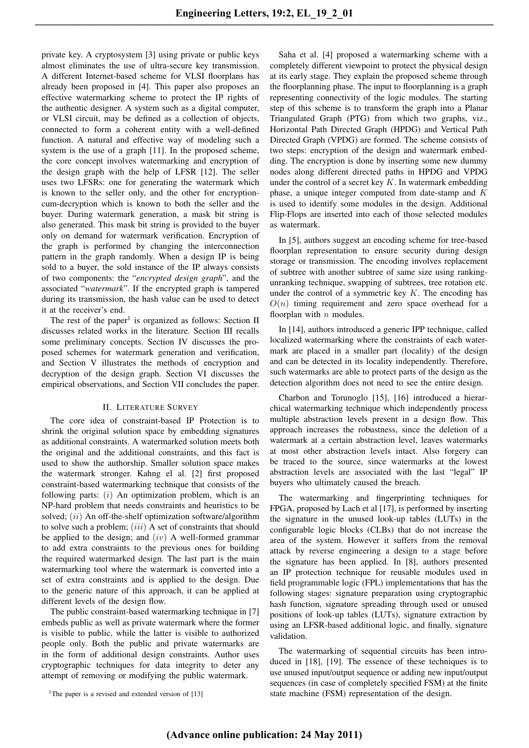private key. A cryptosystem [3] using private or public keys almost eliminates the use of ultra-secure key transmission. A different Internet-based scheme for VLSI floorplans has already been proposed in [4]. This paper also proposes an effective watermarking scheme to protect the IP rights of the authentic designer. A system such as a digital computer, or VLSI circuit, may be defined as a collection of objects, connected to form a coherent entity with a well-defined function. A natural and effective way of modeling such a system is the use of a graph [11]. In the proposed scheme, the core concept involves watermarking and encryption of the design graph with the help of LFSR [12]. The seller uses two LFSRs: one for generating the watermark which is known to the seller only, and the other for encryption-cum-decryption which is known to both the seller and the buyer. During watermark generation, a mask bit string is also generated. This mask bit string is provided to the buyer only on demand for watermark verification. Encryption of the graph is performed by changing the interconnection pattern in the graph randomly. When a design IP is being sold to a buyer, the sold instance of the IP always consists of two components: the "*encrypted design graph*", and the associated "*watermark*". If the encrypted graph is tampered during its transmission, the hash value can be used to detect it at the receiver's end.

The rest of the paper[1] is organized as follows: Section II discusses related works in the literature. Section III recalls some preliminary concepts. Section IV discusses the proposed schemes for watermark generation and verification, and Section V illustrates the methods of encryption and decryption of the design graph. Section VI discusses the empirical observations, and Section VII concludes the paper.

## II. Literature Survey

The core idea of constraint-based IP Protection is to shrink the original solution space by embedding signatures as additional constraints. A watermarked solution meets both the original and the additional constraints, and this fact is used to show the authorship. Smaller solution space makes the watermark stronger. Kahng el al. [2] first proposed constraint-based watermarking technique that consists of the following parts: $(i)$ An optimization problem, which is an NP-hard problem that needs constraints and heuristics to be solved; $(ii)$ An off-the-shelf optimization software/algorithm to solve such a problem; $(iii)$ A set of constraints that should be applied to the design; and $(iv)$ A well-formed grammar to add extra constraints to the previous ones for building the required watermarked design. The last part is the main watermarking tool where the watermark is converted into a set of extra constraints and is applied to the design. Due to the generic nature of this approach, it can be applied at different levels of the design flow.

The public constraint-based watermarking technique in [7] embeds public as well as private watermark where the former is visible to public, while the latter is visible to authorized people only. Both the public and private watermarks are in the form of additional design constraints. Author uses cryptographic techniques for data integrity to deter any attempt of removing or modifying the public watermark.

[1]The paper is a revised and extended version of [13]

Saha et al. [4] proposed a watermarking scheme with a completely different viewpoint to protect the physical design at its early stage. They explain the proposed scheme through the floorplanning phase. The input to floorplanning is a graph representing connectivity of the logic modules. The starting step of this scheme is to transform the graph into a Planar Triangulated Graph (PTG) from which two graphs, viz., Horizontal Path Directed Graph (HPDG) and Vertical Path Directed Graph (VPDG) are formed. The scheme consists of two steps: encryption of the design and watermark embedding. The encryption is done by inserting some new dummy nodes along different directed paths in HPDG and VPDG under the control of a secret key $K$. In watermark embedding phase, a unique integer computed from date-stamp and $K$ is used to identify some modules in the design. Additional Flip-Flops are inserted into each of those selected modules as watermark.

In [5], authors suggest an encoding scheme for tree-based floorplan representation to ensure security during design storage or transmission. The encoding involves replacement of subtree with another subtree of same size using ranking-unranking technique, swapping of subtrees, tree rotation etc. under the control of a symmetric key $K$. The encoding has $O(n)$ timing requirement and zero space overhead for a floorplan with $n$ modules.

In [14], authors introduced a generic IPP technique, called localized watermarking where the constraints of each watermark are placed in a smaller part (locality) of the design and can be detected in its locality independently. Therefore, such watermarks are able to protect parts of the design as the detection algorithm does not need to see the entire design.

Charbon and Torunoglo [15], [16] introduced a hierarchical watermarking technique which independently process multiple abstraction levels present in a design flow. This approach increases the robustness, since the deletion of a watermark at a certain abstraction level, leaves watermarks at most other abstraction levels intact. Also forgery can be traced to the source, since watermarks at the lowest abstraction levels are associated with the last "legal" IP buyers who ultimately caused the breach.

The watermarking and fingerprinting techniques for FPGA, proposed by Lach et al [17], is performed by inserting the signature in the unused look-up tables (LUTs) in the configurable logic blocks (CLBs) that do not increase the area of the system. However it suffers from the removal attack by reverse engineering a design to a stage before the signature has been applied. In [8], authors presented an IP protection technique for reusable modules used in field programmable logic (FPL) implementations that has the following stages: signature preparation using cryptographic hash function, signature spreading through used or unused positions of look-up tables (LUTs), signature extraction by using an LFSR-based additional logic, and finally, signature validation.

The watermarking of sequential circuits has been introduced in [18], [19]. The essence of these techniques is to use unused input/output sequence or adding new input/output sequences (in case of completely specified FSM) at the finite state machine (FSM) representation of the design.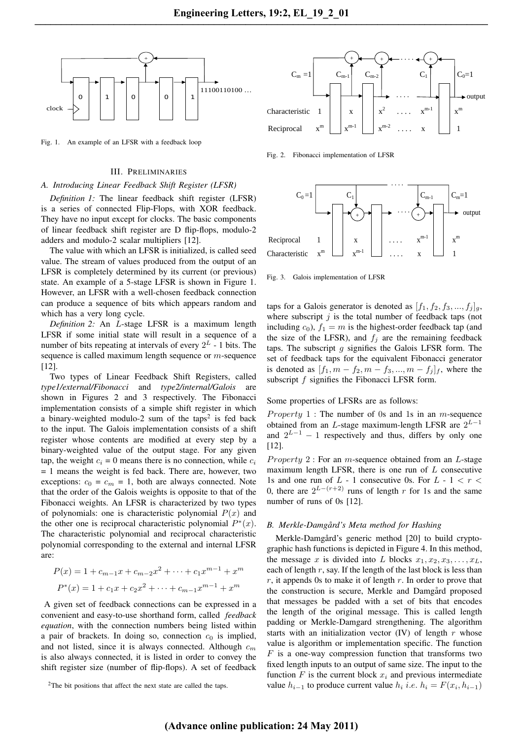Fig. 1. An example of an LFSR with a feedback loop

Fig. 2. Fibonacci implementation of LFSR

Fig. 3. Galois implementation of LFSR

### III. PRELIMINARIES

#### A. Introducing Linear Feedback Shift Register (LFSR)

*Definition 1:* The linear feedback shift register (LFSR) is a series of connected Flip-Flops, with XOR feedback. They have no input except for clocks. The basic components of linear feedback shift register are D flip-flops, modulo-2 adders and modulo-2 scalar multipliers [12].

The value with which an LFSR is initialized, is called seed value. The stream of values produced from the output of an LFSR is completely determined by its current (or previous) state. An example of a 5-stage LFSR is shown in Figure 1. However, an LFSR with a well-chosen feedback connection can produce a sequence of bits which appears random and which has a very long cycle.

*Definition 2:* An $L$-stage LFSR is a maximum length LFSR if some initial state will result in a sequence of a number of bits repeating at intervals of every $2^L$ - 1 bits. The sequence is called maximum length sequence or $m$-sequence [12].

Two types of Linear Feedback Shift Registers, called *type1/external/Fibonacci* and *type2/internal/Galois* are shown in Figures 2 and 3 respectively. The Fibonacci implementation consists of a simple shift register in which a binary-weighted modulo-2 sum of the taps[2] is fed back to the input. The Galois implementation consists of a shift register whose contents are modified at every step by a binary-weighted value of the output stage. For any given tap, the weight $c_i$ = 0 means there is no connection, while $c_i$ = 1 means the weight is fed back. There are, however, two exceptions: $c_0$ = $c_m$ = 1, both are always connected. Note that the order of the Galois weights is opposite to that of the Fibonacci weights. An LFSR is characterized by two types of polynomials: one is characteristic polynomial $P(x)$ and the other one is reciprocal characteristic polynomial $P^*(x)$. The characteristic polynomial and reciprocal characteristic polynomial corresponding to the external and internal LFSR are:

$$P(x) = 1 + c_{m-1}x + c_{m-2}x^2 + \cdots + c_1x^{m-1} + x^m$$

$$P^*(x) = 1 + c_1x + c_2x^2 + \cdots + c_{m-1}x^{m-1} + x^m$$

A given set of feedback connections can be expressed in a convenient and easy-to-use shorthand form, called *feedback equation*, with the connection numbers being listed within a pair of brackets. In doing so, connection $c_0$ is implied, and not listed, since it is always connected. Although $c_m$ is also always connected, it is listed in order to convey the shift register size (number of flip-flops). A set of feedback taps for a Galois generator is denoted as $[f_1, f_2, f_3, ..., f_j]_g$, where subscript $j$ is the total number of feedback taps (not including $c_0$), $f_1 = m$ is the highest-order feedback tap (and the size of the LFSR), and $f_j$ are the remaining feedback taps. The subscript $g$ signifies the Galois LFSR form. The set of feedback taps for the equivalent Fibonacci generator is denoted as $[f_1, m - f_2, m - f_3, ..., m - f_j]_f$, where the subscript $f$ signifies the Fibonacci LFSR form.

[2] The bit positions that affect the next state are called the taps.

Some properties of LFSRs are as follows:

*Property* 1 : The number of 0s and 1s in an $m$-sequence obtained from an $L$-stage maximum-length LFSR are $2^{L-1}$ and $2^{L-1} - 1$ respectively and thus, differs by only one [12].

*Property* 2 : For an $m$-sequence obtained from an $L$-stage maximum length LFSR, there is one run of $L$ consecutive 1s and one run of $L$ - 1 consecutive 0s. For $L$ - 1 < $r$ < 0, there are $2^{L-(r+2)}$ runs of length $r$ for 1s and the same number of runs of 0s [12].

#### B. Merkle-Damgård's Meta method for Hashing

Merkle-Damgård's generic method [20] to build cryptographic hash functions is depicted in Figure 4. In this method, the message $x$ is divided into $L$ blocks $x_1, x_2, x_3, \ldots, x_L$, each of length $r$, say. If the length of the last block is less than $r$, it appends 0s to make it of length $r$. In order to prove that the construction is secure, Merkle and Damgård proposed that messages be padded with a set of bits that encodes the length of the original message. This is called length padding or Merkle-Damgard strengthening. The algorithm starts with an initialization vector (IV) of length $r$ whose value is algorithm or implementation specific. The function $F$ is a one-way compression function that transforms two fixed length inputs to an output of same size. The input to the function $F$ is the current block $x_i$ and previous intermediate value $h_{i-1}$ to produce current value $h_i$ *i.e.* $h_i = F(x_i, h_{i-1})$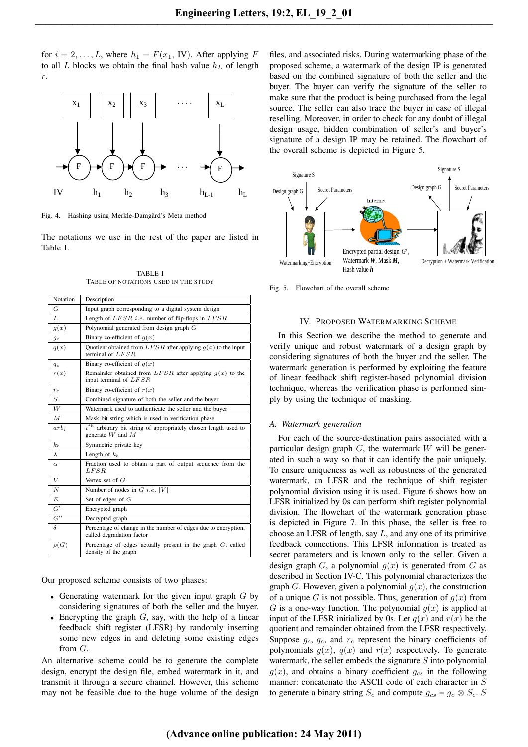for $i = 2, \ldots, L$, where $h_1 = F(x_1, \text{IV})$. After applying $F$ to all $L$ blocks we obtain the final hash value $h_L$ of length $r$.

Fig. 4. Hashing using Merkle-Damgård's Meta method

The notations we use in the rest of the paper are listed in Table I.

TABLE I
TABLE OF NOTATIONS USED IN THE STUDY

| Notation | Description |
|---|---|
| $G$ | Input graph corresponding to a digital system design |
| $L$ | Length of $LFSR$ *i.e.* number of flip-flops in $LFSR$ |
| $g(x)$ | Polynomial generated from design graph $G$ |
| $g_c$ | Binary co-efficient of $g(x)$ |
| $q(x)$ | Quotient obtained from $LFSR$ after applying $g(x)$ to the input terminal of $LFSR$ |
| $q_c$ | Binary co-efficient of $q(x)$ |
| $r(x)$ | Remainder obtained from $LFSR$ after applying $g(x)$ to the input terminal of $LFSR$ |
| $r_c$ | Binary co-efficient of $r(x)$ |
| $S$ | Combined signature of both the seller and the buyer |
| $W$ | Watermark used to authenticate the seller and the buyer |
| $M$ | Mask bit string which is used in verification phase |
| $arb_i$ | $i^{th}$ arbitrary bit string of appropriately chosen length used to generate $W$ and $M$ |
| $k_b$ | Symmetric private key |
| $\lambda$ | Length of $k_b$ |
| $\alpha$ | Fraction used to obtain a part of output sequence from the $LFSR$ |
| $V$ | Vertex set of $G$ |
| $N$ | Number of nodes in $G$ *i.e.* $\lvert V \rvert$ |
| $E$ | Set of edges of $G$ |
| $G'$ | Encrypted graph |
| $G''$ | Decrypted graph |
| $\delta$ | Percentage of change in the number of edges due to encryption, called degradation factor |
| $\rho(G)$ | Percentage of edges actually present in the graph $G$, called density of the graph |

Our proposed scheme consists of two phases:

- Generating watermark for the given input graph $G$ by considering signatures of both the seller and the buyer.
- Encrypting the graph $G$, say, with the help of a linear feedback shift register (LFSR) by randomly inserting some new edges in and deleting some existing edges from $G$.

An alternative scheme could be to generate the complete design, encrypt the design file, embed watermark in it, and transmit it through a secure channel. However, this scheme may not be feasible due to the huge volume of the design files, and associated risks. During watermarking phase of the proposed scheme, a watermark of the design IP is generated based on the combined signature of both the seller and the buyer. The buyer can verify the signature of the seller to make sure that the product is being purchased from the legal source. The seller can also trace the buyer in case of illegal reselling. Moreover, in order to check for any doubt of illegal design usage, hidden combination of seller's and buyer's signature of a design IP may be retained. The flowchart of the overall scheme is depicted in Figure 5.

Fig. 5. Flowchart of the overall scheme

## IV. Proposed Watermarking Scheme

In this Section we describe the method to generate and verify unique and robust watermark of a design graph by considering signatures of both the buyer and the seller. The watermark generation is performed by exploiting the feature of linear feedback shift register-based polynomial division technique, whereas the verification phase is performed simply by using the technique of masking.

### A. Watermark generation

For each of the source-destination pairs associated with a particular design graph $G$, the watermark $W$ will be generated in such a way so that it can identify the pair uniquely. To ensure uniqueness as well as robustness of the generated watermark, an LFSR and the technique of shift register polynomial division technique is used. Figure 6 shows how an LFSR initialized by 0s can perform shift register polynomial division. The flowchart of the watermark generation phase is depicted in Figure 7. In this phase, the seller is free to choose an LFSR of length, say $L$, and any one of its primitive feedback connections. This LFSR information is treated as secret parameters and is known only to the seller. Given a design graph $G$, a polynomial $g(x)$ is generated from $G$ as described in Section IV-C. This polynomial characterizes the graph $G$. However, given a polynomial $g(x)$, the construction of a unique $G$ is not possible. Thus, generation of $g(x)$ from $G$ is a one-way function. The polynomial $g(x)$ is applied at input of the LFSR initialized by 0s. Let $q(x)$ and $r(x)$ be the quotient and remainder obtained from the LFSR respectively. Suppose $g_c$, $q_c$, and $r_c$ represent the binary coefficients of polynomials $g(x)$, $q(x)$ and $r(x)$ respectively. To generate watermark, the seller embeds the signature $S$ into polynomial $g(x)$, and obtains a binary coefficient $g_{cs}$ in the following manner: concatenate the ASCII code of each character in $S$ to generate a binary string $S_c$ and compute $g_{cs} = g_c \otimes S_c$. $S$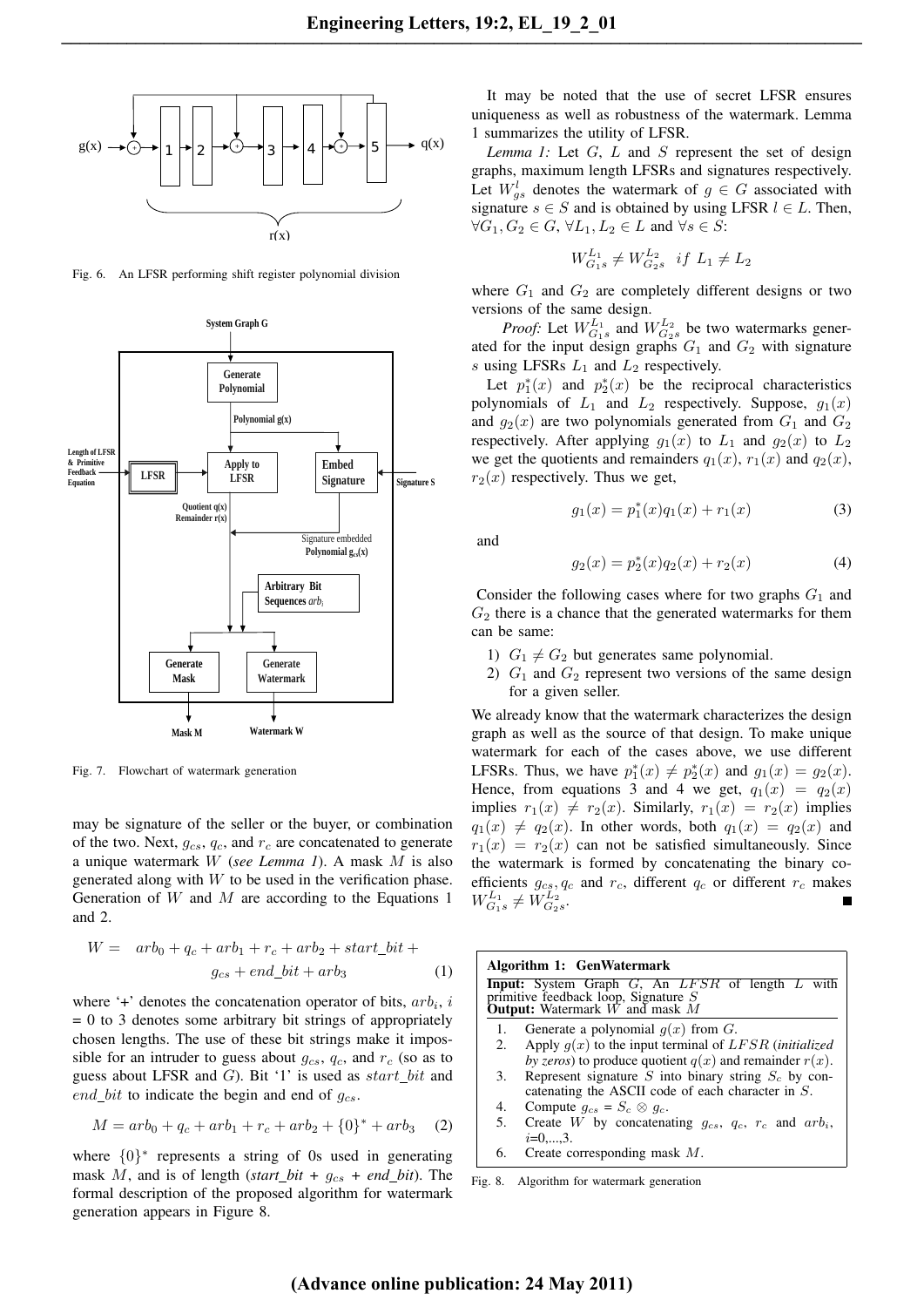Fig. 6. An LFSR performing shift register polynomial division

Fig. 7. Flowchart of watermark generation

may be signature of the seller or the buyer, or combination of the two. Next, $g_{cs}$, $q_c$, and $r_c$ are concatenated to generate a unique watermark $W$ (*see Lemma 1*). A mask $M$ is also generated along with $W$ to be used in the verification phase. Generation of $W$ and $M$ are according to the Equations 1 and 2.

$$W = \quad arb_0 + q_c + arb_1 + r_c + arb_2 + start\_bit + g_{cs} + end\_bit + arb_3 \tag{1}$$

where '+' denotes the concatenation operator of bits, $arb_i$, $i$ = 0 to 3 denotes some arbitrary bit strings of appropriately chosen lengths. The use of these bit strings make it impossible for an intruder to guess about $g_{cs}$, $q_c$, and $r_c$ (so as to guess about LFSR and $G$). Bit '1' is used as $start\_bit$ and $end\_bit$ to indicate the begin and end of $g_{cs}$.

$$M = arb_0 + q_c + arb_1 + r_c + arb_2 + \{0\}^* + arb_3 \tag{2}$$

where $\{0\}^*$ represents a string of 0s used in generating mask $M$, and is of length (*start_bit* + $g_{cs}$ + *end_bit*). The formal description of the proposed algorithm for watermark generation appears in Figure 8.

It may be noted that the use of secret LFSR ensures uniqueness as well as robustness of the watermark. Lemma 1 summarizes the utility of LFSR.

*Lemma 1:* Let $G$, $L$ and $S$ represent the set of design graphs, maximum length LFSRs and signatures respectively. Let $W_{gs}^l$ denotes the watermark of $g \in G$ associated with signature $s \in S$ and is obtained by using LFSR $l \in L$. Then, $\forall G_1, G_2 \in G$, $\forall L_1, L_2 \in L$ and $\forall s \in S$:

$$W_{G_1 s}^{L_1} \neq W_{G_2 s}^{L_2} \quad if \ L_1 \neq L_2$$

where $G_1$ and $G_2$ are completely different designs or two versions of the same design.

*Proof:* Let $W_{G_1 s}^{L_1}$ and $W_{G_2 s}^{L_2}$ be two watermarks generated for the input design graphs $G_1$ and $G_2$ with signature $s$ using LFSRs $L_1$ and $L_2$ respectively.

Let $p_1^*(x)$ and $p_2^*(x)$ be the reciprocal characteristics polynomials of $L_1$ and $L_2$ respectively. Suppose, $g_1(x)$ and $g_2(x)$ are two polynomials generated from $G_1$ and $G_2$ respectively. After applying $g_1(x)$ to $L_1$ and $g_2(x)$ to $L_2$ we get the quotients and remainders $q_1(x)$, $r_1(x)$ and $q_2(x)$, $r_2(x)$ respectively. Thus we get,

$$g_1(x) = p_1^*(x) q_1(x) + r_1(x) \tag{3}$$

and

$$g_2(x) = p_2^*(x) q_2(x) + r_2(x) \tag{4}$$

Consider the following cases where for two graphs $G_1$ and $G_2$ there is a chance that the generated watermarks for them can be same:

1) $G_1 \neq G_2$ but generates same polynomial.
2) $G_1$ and $G_2$ represent two versions of the same design for a given seller.

We already know that the watermark characterizes the design graph as well as the source of that design. To make unique watermark for each of the cases above, we use different LFSRs. Thus, we have $p_1^*(x) \neq p_2^*(x)$ and $g_1(x) = g_2(x)$. Hence, from equations 3 and 4 we get, $q_1(x) = q_2(x)$ implies $r_1(x) \neq r_2(x)$. Similarly, $r_1(x) = r_2(x)$ implies $q_1(x) \neq q_2(x)$. In other words, both $q_1(x) = q_2(x)$ and $r_1(x) = r_2(x)$ can not be satisfied simultaneously. Since the watermark is formed by concatenating the binary coefficients $g_{cs}, q_c$ and $r_c$, different $q_c$ or different $r_c$ makes $W_{G_1 s}^{L_1} \neq W_{G_2 s}^{L_2}$. ∎

**Algorithm 1: GenWatermark**

**Input:** System Graph $G$, An $LFSR$ of length $L$ with primitive feedback loop, Signature $S$
**Output:** Watermark $W$ and mask $M$

1. Generate a polynomial $g(x)$ from $G$.
2. Apply $g(x)$ to the input terminal of $LFSR$ (*initialized by zeros*) to produce quotient $q(x)$ and remainder $r(x)$.
3. Represent signature $S$ into binary string $S_c$ by concatenating the ASCII code of each character in $S$.
4. Compute $g_{cs}$ = $S_c \otimes g_c$.
5. Create $W$ by concatenating $g_{cs}$, $q_c$, $r_c$ and $arb_i$, $i$=0,...,3.
6. Create corresponding mask $M$.

Fig. 8. Algorithm for watermark generation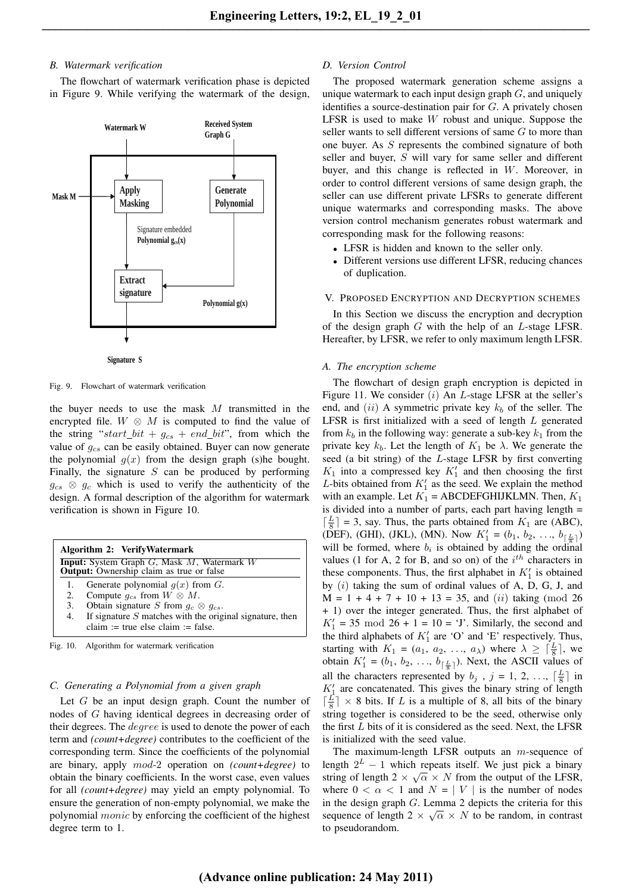### B. Watermark verification

The flowchart of watermark verification phase is depicted in Figure 9. While verifying the watermark of the design,

Fig. 9. Flowchart of watermark verification

the buyer needs to use the mask $M$ transmitted in the encrypted file. $W \otimes M$ is computed to find the value of the string "$start\_bit + g_{cs} + end\_bit$", from which the value of $g_{cs}$ can be easily obtained. Buyer can now generate the polynomial $g(x)$ from the design graph (s)he bought. Finally, the signature $S$ can be produced by performing $g_{cs} \otimes g_c$ which is used to verify the authenticity of the design. A formal description of the algorithm for watermark verification is shown in Figure 10.

**Algorithm 2: VerifyWatermark**
**Input:** System Graph $G$, Mask $M$, Watermark $W$
**Output:** Ownership claim as true or false

1. Generate polynomial $g(x)$ from $G$.
2. Compute $g_{cs}$ from $W \otimes M$.
3. Obtain signature $S$ from $g_c \otimes g_{cs}$.
4. If signature $S$ matches with the original signature, then claim := true else claim := false.

Fig. 10. Algorithm for watermark verification

### C. Generating a Polynomial from a given graph

Let $G$ be an input design graph. Count the number of nodes of $G$ having identical degrees in decreasing order of their degrees. The $degree$ is used to denote the power of each term and *(count+degree)* contributes to the coefficient of the corresponding term. Since the coefficients of the polynomial are binary, apply $mod$-2 operation on *(count+degree)* to obtain the binary coefficients. In the worst case, even values for all *(count+degree)* may yield an empty polynomial. To ensure the generation of non-empty polynomial, we make the polynomial $monic$ by enforcing the coefficient of the highest degree term to 1.

### D. Version Control

The proposed watermark generation scheme assigns a unique watermark to each input design graph $G$, and uniquely identifies a source-destination pair for $G$. A privately chosen LFSR is used to make $W$ robust and unique. Suppose the seller wants to sell different versions of same $G$ to more than one buyer. As $S$ represents the combined signature of both seller and buyer, $S$ will vary for same seller and different buyer, and this change is reflected in $W$. Moreover, in order to control different versions of same design graph, the seller can use different private LFSRs to generate different unique watermarks and corresponding masks. The above version control mechanism generates robust watermark and corresponding mask for the following reasons:

- LFSR is hidden and known to the seller only.
- Different versions use different LFSR, reducing chances of duplication.

## V. Proposed Encryption and Decryption schemes

In this Section we discuss the encryption and decryption of the design graph $G$ with the help of an $L$-stage LFSR. Hereafter, by LFSR, we refer to only maximum length LFSR.

### A. The encryption scheme

The flowchart of design graph encryption is depicted in Figure 11. We consider $(i)$ An $L$-stage LFSR at the seller's end, and $(ii)$ A symmetric private key $k_b$ of the seller. The LFSR is first initialized with a seed of length $L$ generated from $k_b$ in the following way: generate a sub-key $k_1$ from the private key $k_b$. Let the length of $K_1$ be $\lambda$. We generate the seed (a bit string) of the $L$-stage LFSR by first converting $K_1$ into a compressed key $K_1'$ and then choosing the first $L$-bits obtained from $K_1'$ as the seed. We explain the method with an example. Let $K_1$ = ABCDEFGHIJKLMN. Then, $K_1$ is divided into a number of parts, each part having length = $\lceil \frac{L}{8} \rceil$ = 3, say. Thus, the parts obtained from $K_1$ are (ABC), (DEF), (GHI), (JKL), (MN). Now $K_1' = (b_1, b_2, \ldots, b_{\lceil \frac{L}{8} \rceil})$ will be formed, where $b_i$ is obtained by adding the ordinal values (1 for A, 2 for B, and so on) of the $i^{th}$ characters in these components. Thus, the first alphabet in $K_1'$ is obtained by $(i)$ taking the sum of ordinal values of A, D, G, J, and M = 1 + 4 + 7 + 10 + 13 = 35, and $(ii)$ taking ($\bmod$ 26 + 1) over the integer generated. Thus, the first alphabet of $K_1'$ = 35 $\bmod$ 26 + 1 = 10 = 'J'. Similarly, the second and the third alphabets of $K_1'$ are 'O' and 'E' respectively. Thus, starting with $K_1 = (a_1, a_2, \ldots, a_\lambda)$ where $\lambda \geq \lceil \frac{L}{8} \rceil$, we obtain $K_1' = (b_1, b_2, \ldots, b_{\lceil \frac{L}{8} \rceil})$. Next, the ASCII values of all the characters represented by $b_j$ , $j$ = 1, 2, ..., $\lceil \frac{L}{8} \rceil$ in $K_1'$ are concatenated. This gives the binary string of length $\lceil \frac{L}{8} \rceil \times 8$ bits. If $L$ is a multiple of 8, all bits of the binary string together is considered to be the seed, otherwise only the first $L$ bits of it is considered as the seed. Next, the LFSR is initialized with the seed value.

The maximum-length LFSR outputs an $m$-sequence of length $2^L - 1$ which repeats itself. We just pick a binary string of length $2 \times \sqrt{\alpha} \times N$ from the output of the LFSR, where $0 < \alpha < 1$ and $N = |\ V\ |$ is the number of nodes in the design graph $G$. Lemma 2 depicts the criteria for this sequence of length $2 \times \sqrt{\alpha} \times N$ to be random, in contrast to pseudorandom.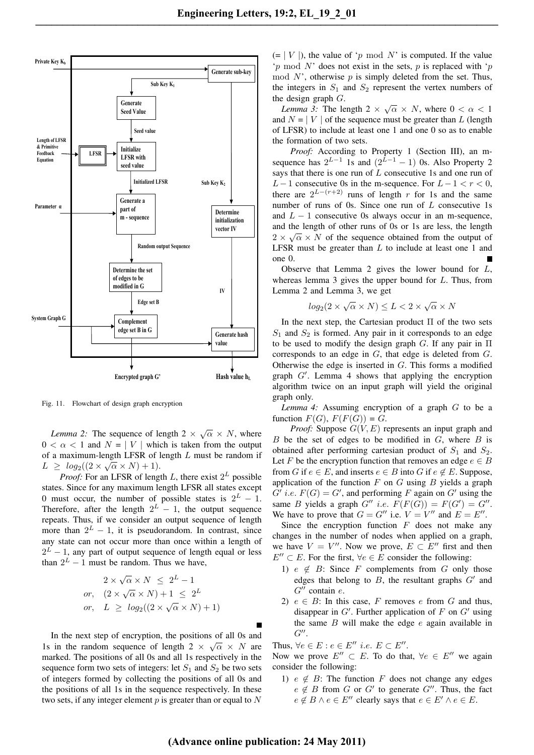Fig. 11. Flowchart of design graph encryption

*Lemma 2:* The sequence of length $2 \times \sqrt{\alpha} \times N$, where $0 < \alpha < 1$ and $N = \mid V \mid$ which is taken from the output of a maximum-length LFSR of length $L$ must be random if $L \geq log_2((2 \times \sqrt{\alpha} \times N) + 1)$.

*Proof:* For an LFSR of length $L$, there exist $2^L$ possible states. Since for any maximum length LFSR all states except 0 must occur, the number of possible states is $2^L - 1$. Therefore, after the length $2^L - 1$, the output sequence repeats. Thus, if we consider an output sequence of length more than $2^L - 1$, it is pseudorandom. In contrast, since any state can not occur more than once within a length of $2^L - 1$, any part of output sequence of length equal or less than $2^L - 1$ must be random. Thus we have,

$$\begin{aligned} & 2 \times \sqrt{\alpha} \times N \ \leq \ 2^L - 1 \\ or, \quad & (2 \times \sqrt{\alpha} \times N) + 1 \ \leq \ 2^L \\ or, \quad & L \ \geq \ log_2((2 \times \sqrt{\alpha} \times N) + 1) \end{aligned}$$

■

In the next step of encryption, the positions of all 0s and 1s in the random sequence of length $2 \times \sqrt{\alpha} \times N$ are marked. The positions of all 0s and all 1s respectively in the sequence form two sets of integers: let $S_1$ and $S_2$ be two sets of integers formed by collecting the positions of all 0s and the positions of all 1s in the sequence respectively. In these two sets, if any integer element $p$ is greater than or equal to $N$ ($= \mid V \mid$), the value of '$p \bmod N$' is computed. If the value '$p \bmod N$' does not exist in the sets, $p$ is replaced with '$p \bmod N$', otherwise $p$ is simply deleted from the set. Thus, the integers in $S_1$ and $S_2$ represent the vertex numbers of the design graph $G$.

*Lemma 3:* The length $2 \times \sqrt{\alpha} \times N$, where $0 < \alpha < 1$ and $N = \mid V \mid$ of the sequence must be greater than $L$ (length of LFSR) to include at least one 1 and one 0 so as to enable the formation of two sets.

*Proof:* According to Property 1 (Section III), an m-sequence has $2^{L-1}$ 1s and $(2^{L-1} - 1)$ 0s. Also Property 2 says that there is one run of $L$ consecutive 1s and one run of $L-1$ consecutive 0s in the m-sequence. For $L-1 < r < 0$, there are $2^{L-(r+2)}$ runs of length $r$ for 1s and the same number of runs of 0s. Since one run of $L$ consecutive 1s and $L-1$ consecutive 0s always occur in an m-sequence, and the length of other runs of 0s or 1s are less, the length $2 \times \sqrt{\alpha} \times N$ of the sequence obtained from the output of LFSR must be greater than $L$ to include at least one 1 and one 0. ■

Observe that Lemma 2 gives the lower bound for $L$, whereas lemma 3 gives the upper bound for $L$. Thus, from Lemma 2 and Lemma 3, we get

$$log_2(2 \times \sqrt{\alpha} \times N) \leq L < 2 \times \sqrt{\alpha} \times N$$

In the next step, the Cartesian product $\Pi$ of the two sets $S_1$ and $S_2$ is formed. Any pair in it corresponds to an edge to be used to modify the design graph $G$. If any pair in $\Pi$ corresponds to an edge in $G$, that edge is deleted from $G$. Otherwise the edge is inserted in $G$. This forms a modified graph $G'$. Lemma 4 shows that applying the encryption algorithm twice on an input graph will yield the original graph only.

*Lemma 4:* Assuming encryption of a graph $G$ to be a function $F(G)$, $F(F(G)) = G$.

*Proof:* Suppose $G(V, E)$ represents an input graph and $B$ be the set of edges to be modified in $G$, where $B$ is obtained after performing cartesian product of $S_1$ and $S_2$. Let $F$ be the encryption function that removes an edge $e \in B$ from $G$ if $e \in E$, and inserts $e \in B$ into $G$ if $e \notin E$. Suppose, application of the function $F$ on $G$ using $B$ yields a graph $G'$ *i.e.* $F(G) = G'$, and performing $F$ again on $G'$ using the same $B$ yields a graph $G''$ *i.e.* $F(F(G)) = F(G') = G''$. We have to prove that $G = G''$ i.e. $V = V''$ and $E = E''$.

Since the encryption function $F$ does not make any changes in the number of nodes when applied on a graph, we have $V = V''$. Now we prove, $E \subset E''$ first and then $E'' \subset E$. For the first, $\forall e \in E$ consider the following:

1) $e \notin B$: Since $F$ complements from $G$ only those edges that belong to $B$, the resultant graphs $G'$ and $G''$ contain $e$.
2) $e \in B$: In this case, $F$ removes $e$ from $G$ and thus, disappear in $G'$. Further application of $F$ on $G'$ using the same $B$ will make the edge $e$ again available in $G''$.

Thus, $\forall e \in E : e \in E''$ *i.e.* $E \subset E''$.

Now we prove $E'' \subset E$. To do that, $\forall e \in E''$ we again consider the following:

1) $e \notin B$: The function $F$ does not change any edges $e \notin B$ from $G$ or $G'$ to generate $G''$. Thus, the fact $e \notin B \wedge e \in E''$ clearly says that $e \in E' \wedge e \in E$.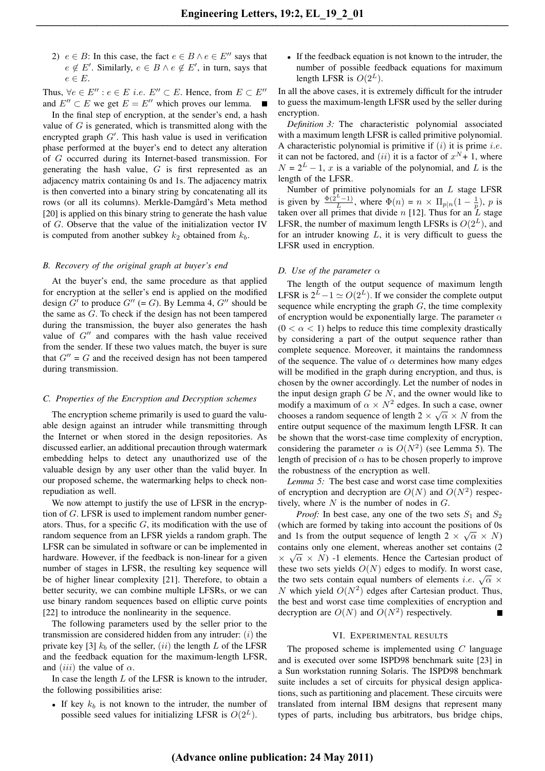2) $e \in B$: In this case, the fact $e \in B \wedge e \in E''$ says that $e \notin E'$. Similarly, $e \in B \wedge e \notin E'$, in turn, says that $e \in E$.

Thus, $\forall e \in E'' : e \in E$ *i.e.* $E'' \subset E$. Hence, from $E \subset E''$ and $E'' \subset E$ we get $E = E''$ which proves our lemma. ■

In the final step of encryption, at the sender's end, a hash value of $G$ is generated, which is transmitted along with the encrypted graph $G'$. This hash value is used in verification phase performed at the buyer's end to detect any alteration of $G$ occurred during its Internet-based transmission. For generating the hash value, $G$ is first represented as an adjacency matrix containing 0s and 1s. The adjacency matrix is then converted into a binary string by concatenating all its rows (or all its columns). Merkle-Damgård's Meta method [20] is applied on this binary string to generate the hash value of $G$. Observe that the value of the initialization vector IV is computed from another subkey $k_2$ obtained from $k_b$.

### B. Recovery of the original graph at buyer's end

At the buyer's end, the same procedure as that applied for encryption at the seller's end is applied on the modified design $G'$ to produce $G''$ (= $G$). By Lemma 4, $G''$ should be the same as $G$. To check if the design has not been tampered during the transmission, the buyer also generates the hash value of $G''$ and compares with the hash value received from the sender. If these two values match, the buyer is sure that $G''$ = $G$ and the received design has not been tampered during transmission.

### C. Properties of the Encryption and Decryption schemes

The encryption scheme primarily is used to guard the valuable design against an intruder while transmitting through the Internet or when stored in the design repositories. As discussed earlier, an additional precaution through watermark embedding helps to detect any unauthorized use of the valuable design by any user other than the valid buyer. In our proposed scheme, the watermarking helps to check non-repudiation as well.

We now attempt to justify the use of LFSR in the encryption of $G$. LFSR is used to implement random number generators. Thus, for a specific $G$, its modification with the use of random sequence from an LFSR yields a random graph. The LFSR can be simulated in software or can be implemented in hardware. However, if the feedback is non-linear for a given number of stages in LFSR, the resulting key sequence will be of higher linear complexity [21]. Therefore, to obtain a better security, we can combine multiple LFSRs, or we can use binary random sequences based on elliptic curve points [22] to introduce the nonlinearity in the sequence.

The following parameters used by the seller prior to the transmission are considered hidden from any intruder: $(i)$ the private key [3] $k_b$ of the seller, $(ii)$ the length $L$ of the LFSR and the feedback equation for the maximum-length LFSR, and $(iii)$ the value of $\alpha$.

In case the length $L$ of the LFSR is known to the intruder, the following possibilities arise:

- If key $k_b$ is not known to the intruder, the number of possible seed values for initializing LFSR is $O(2^L)$.
- If the feedback equation is not known to the intruder, the number of possible feedback equations for maximum length LFSR is $O(2^L)$.

In all the above cases, it is extremely difficult for the intruder to guess the maximum-length LFSR used by the seller during encryption.

*Definition 3:* The characteristic polynomial associated with a maximum length LFSR is called primitive polynomial. A characteristic polynomial is primitive if $(i)$ it is prime *i.e.* it can not be factored, and $(ii)$ it is a factor of $x^N + 1$, where $N = 2^L - 1$, $x$ is a variable of the polynomial, and $L$ is the length of the LFSR.

Number of primitive polynomials for an $L$ stage LFSR is given by $\frac{\Phi(2^L-1)}{L}$, where $\Phi(n) = n \times \Pi_{p|n}(1 - \frac{1}{p})$, $p$ is taken over all primes that divide $n$ [12]. Thus for an $L$ stage LFSR, the number of maximum length LFSRs is $O(2^L)$, and for an intruder knowing $L$, it is very difficult to guess the LFSR used in encryption.

### D. Use of the parameter $\alpha$

The length of the output sequence of maximum length LFSR is $2^L - 1 \simeq O(2^L)$. If we consider the complete output sequence while encrypting the graph $G$, the time complexity of encryption would be exponentially large. The parameter $\alpha$ ($0 < \alpha < 1$) helps to reduce this time complexity drastically by considering a part of the output sequence rather than complete sequence. Moreover, it maintains the randomness of the sequence. The value of $\alpha$ determines how many edges will be modified in the graph during encryption, and thus, is chosen by the owner accordingly. Let the number of nodes in the input design graph $G$ be $N$, and the owner would like to modify a maximum of $\alpha \times N^2$ edges. In such a case, owner chooses a random sequence of length $2 \times \sqrt{\alpha} \times N$ from the entire output sequence of the maximum length LFSR. It can be shown that the worst-case time complexity of encryption, considering the parameter $\alpha$ is $O(N^2)$ (see Lemma 5). The length of precision of $\alpha$ has to be chosen properly to improve the robustness of the encryption as well.

*Lemma 5:* The best case and worst case time complexities of encryption and decryption are $O(N)$ and $O(N^2)$ respectively, where $N$ is the number of nodes in $G$.

*Proof:* In best case, any one of the two sets $S_1$ and $S_2$ (which are formed by taking into account the positions of 0s and 1s from the output sequence of length $2 \times \sqrt{\alpha} \times N$) contains only one element, whereas another set contains ($2 \times \sqrt{\alpha} \times N$) -1 elements. Hence the Cartesian product of these two sets yields $O(N)$ edges to modify. In worst case, the two sets contain equal numbers of elements *i.e.* $\sqrt{\alpha} \times N$ which yield $O(N^2)$ edges after Cartesian product. Thus, the best and worst case time complexities of encryption and decryption are $O(N)$ and $O(N^2)$ respectively. ■

## VI. Experimental results

The proposed scheme is implemented using $C$ language and is executed over some ISPD98 benchmark suite [23] in a Sun workstation running Solaris. The ISPD98 benchmark suite includes a set of circuits for physical design applications, such as partitioning and placement. These circuits were translated from internal IBM designs that represent many types of parts, including bus arbitrators, bus bridge chips,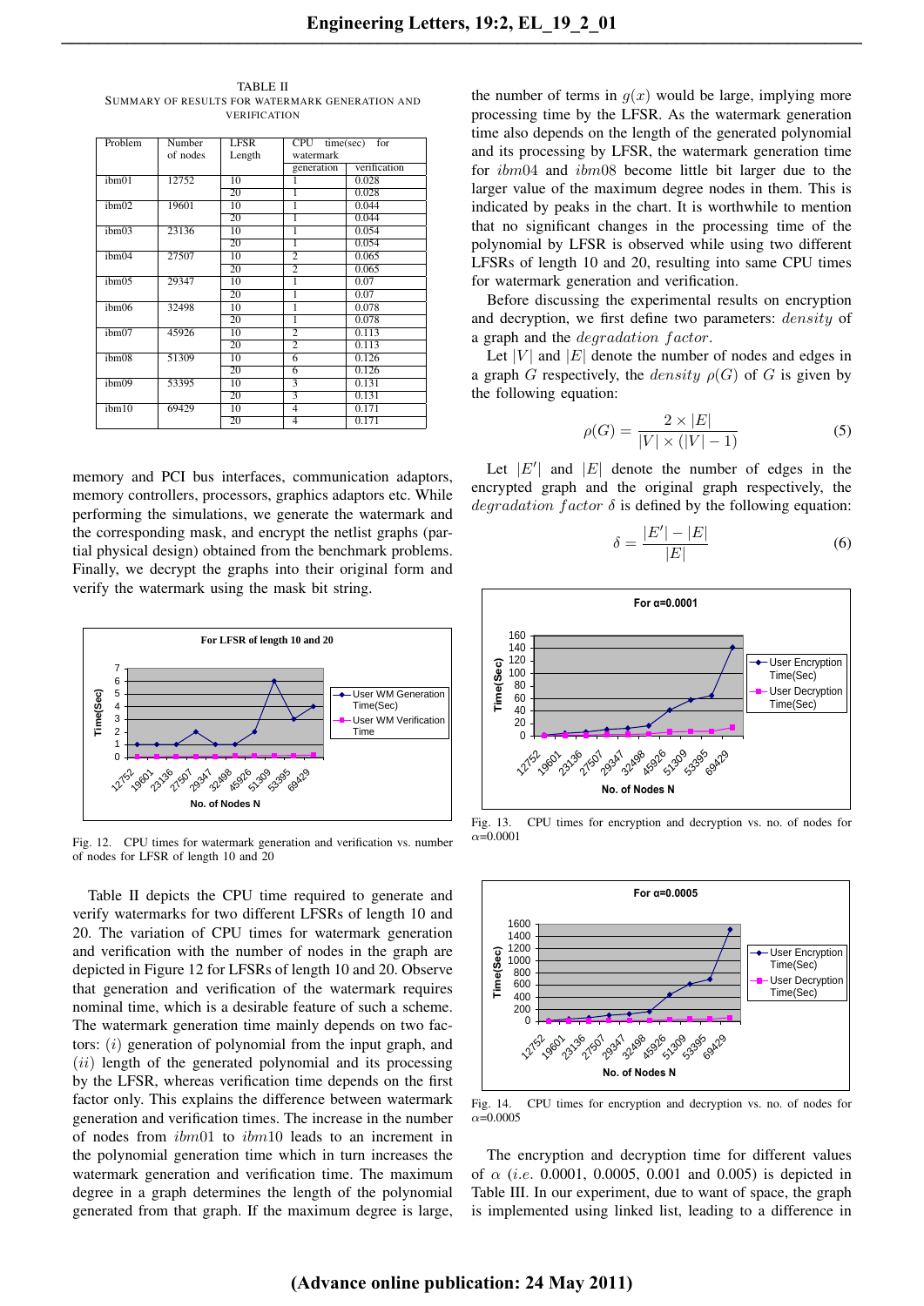TABLE II
SUMMARY OF RESULTS FOR WATERMARK GENERATION AND VERIFICATION

| Problem | Number of nodes | LFSR Length | CPU time(sec) for watermark | |
|---|---|---|---|---|
| | | | generation | verification |
| ibm01 | 12752 | 10 | 1 | 0.028 |
| | | 20 | 1 | 0.028 |
| ibm02 | 19601 | 10 | 1 | 0.044 |
| | | 20 | 1 | 0.044 |
| ibm03 | 23136 | 10 | 1 | 0.054 |
| | | 20 | 1 | 0.054 |
| ibm04 | 27507 | 10 | 2 | 0.065 |
| | | 20 | 2 | 0.065 |
| ibm05 | 29347 | 10 | 1 | 0.07 |
| | | 20 | 1 | 0.07 |
| ibm06 | 32498 | 10 | 1 | 0.078 |
| | | 20 | 1 | 0.078 |
| ibm07 | 45926 | 10 | 2 | 0.113 |
| | | 20 | 2 | 0.113 |
| ibm08 | 51309 | 10 | 6 | 0.126 |
| | | 20 | 6 | 0.126 |
| ibm09 | 53395 | 10 | 3 | 0.131 |
| | | 20 | 3 | 0.131 |
| ibm10 | 69429 | 10 | 4 | 0.171 |
| | | 20 | 4 | 0.171 |

memory and PCI bus interfaces, communication adaptors, memory controllers, processors, graphics adaptors etc. While performing the simulations, we generate the watermark and the corresponding mask, and encrypt the netlist graphs (partial physical design) obtained from the benchmark problems. Finally, we decrypt the graphs into their original form and verify the watermark using the mask bit string.

Fig. 12. CPU times for watermark generation and verification vs. number of nodes for LFSR of length 10 and 20

Table II depicts the CPU time required to generate and verify watermarks for two different LFSRs of length 10 and 20. The variation of CPU times for watermark generation and verification with the number of nodes in the graph are depicted in Figure 12 for LFSRs of length 10 and 20. Observe that generation and verification of the watermark requires nominal time, which is a desirable feature of such a scheme. The watermark generation time mainly depends on two factors: $(i)$ generation of polynomial from the input graph, and $(ii)$ length of the generated polynomial and its processing by the LFSR, whereas verification time depends on the first factor only. This explains the difference between watermark generation and verification times. The increase in the number of nodes from $ibm01$ to $ibm10$ leads to an increment in the polynomial generation time which in turn increases the watermark generation and verification time. The maximum degree in a graph determines the length of the polynomial generated from that graph. If the maximum degree is large, the number of terms in $g(x)$ would be large, implying more processing time by the LFSR. As the watermark generation time also depends on the length of the generated polynomial and its processing by LFSR, the watermark generation time for $ibm04$ and $ibm08$ become little bit larger due to the larger value of the maximum degree nodes in them. This is indicated by peaks in the chart. It is worthwhile to mention that no significant changes in the processing time of the polynomial by LFSR is observed while using two different LFSRs of length 10 and 20, resulting into same CPU times for watermark generation and verification.

Before discussing the experimental results on encryption and decryption, we first define two parameters: $density$ of a graph and the $degradation\ factor$.

Let $|V|$ and $|E|$ denote the number of nodes and edges in a graph $G$ respectively, the $density$ $\rho(G)$ of $G$ is given by the following equation:

$$\rho(G) = \frac{2 \times |E|}{|V| \times (|V| - 1)} \tag{5}$$

Let $|E'|$ and $|E|$ denote the number of edges in the encrypted graph and the original graph respectively, the $degradation\ factor$ $\delta$ is defined by the following equation:

$$\delta = \frac{|E'| - |E|}{|E|} \tag{6}$$

Fig. 13. CPU times for encryption and decryption vs. no. of nodes for $\alpha$=0.0001

Fig. 14. CPU times for encryption and decryption vs. no. of nodes for $\alpha$=0.0005

The encryption and decryption time for different values of $\alpha$ ($i.e.$ 0.0001, 0.0005, 0.001 and 0.005) is depicted in Table III. In our experiment, due to want of space, the graph is implemented using linked list, leading to a difference in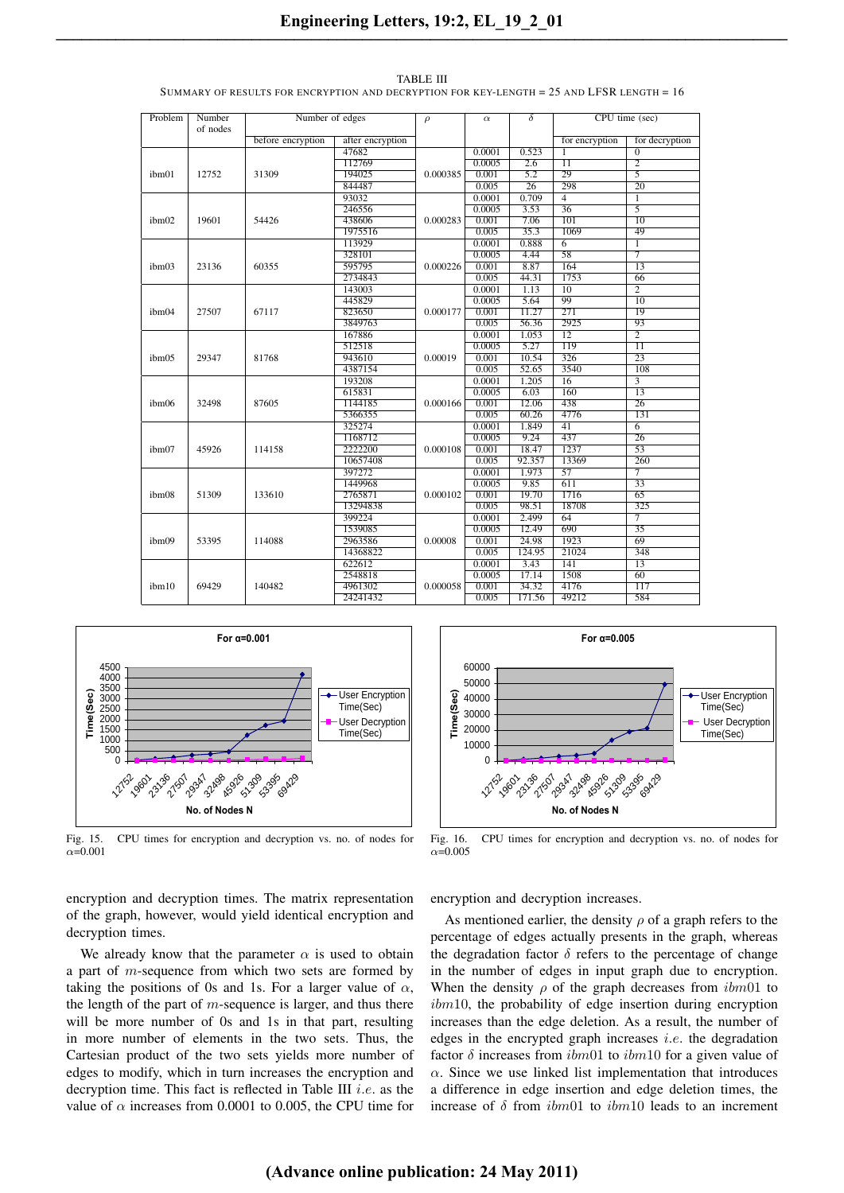TABLE III

SUMMARY OF RESULTS FOR ENCRYPTION AND DECRYPTION FOR KEY-LENGTH = 25 AND LFSR LENGTH = 16

| Problem | Number of nodes | Number of edges | | $\rho$ | $\alpha$ | $\delta$ | CPU time (sec) | |
|---|---|---|---|---|---|---|---|---|
| | | before encryption | after encryption | | | | for encryption | for decryption |
| ibm01 | 12752 | 31309 | 47682 | 0.000385 | 0.0001 | 0.523 | 1 | 0 |
| | | | 112769 | | 0.0005 | 2.6 | 11 | 2 |
| | | | 194025 | | 0.001 | 5.2 | 29 | 5 |
| | | | 844487 | | 0.005 | 26 | 298 | 20 |
| ibm02 | 19601 | 54426 | 93032 | 0.000283 | 0.0001 | 0.709 | 4 | 1 |
| | | | 246556 | | 0.0005 | 3.53 | 36 | 5 |
| | | | 438606 | | 0.001 | 7.06 | 101 | 10 |
| | | | 1975516 | | 0.005 | 35.3 | 1069 | 49 |
| ibm03 | 23136 | 60355 | 113929 | 0.000226 | 0.0001 | 0.888 | 6 | 1 |
| | | | 328101 | | 0.0005 | 4.44 | 58 | 7 |
| | | | 595795 | | 0.001 | 8.87 | 164 | 13 |
| | | | 2734843 | | 0.005 | 44.31 | 1753 | 66 |
| ibm04 | 27507 | 67117 | 143003 | 0.000177 | 0.0001 | 1.13 | 10 | 2 |
| | | | 445829 | | 0.0005 | 5.64 | 99 | 10 |
| | | | 823650 | | 0.001 | 11.27 | 271 | 19 |
| | | | 3849763 | | 0.005 | 56.36 | 2925 | 93 |
| ibm05 | 29347 | 81768 | 167886 | 0.00019 | 0.0001 | 1.053 | 12 | 2 |
| | | | 512518 | | 0.0005 | 5.27 | 119 | 11 |
| | | | 943610 | | 0.001 | 10.54 | 326 | 23 |
| | | | 4387154 | | 0.005 | 52.65 | 3540 | 108 |
| ibm06 | 32498 | 87605 | 193208 | 0.000166 | 0.0001 | 1.205 | 16 | 3 |
| | | | 615831 | | 0.0005 | 6.03 | 160 | 13 |
| | | | 1144185 | | 0.001 | 12.06 | 438 | 26 |
| | | | 5366355 | | 0.005 | 60.26 | 4776 | 131 |
| ibm07 | 45926 | 114158 | 325274 | 0.000108 | 0.0001 | 1.849 | 41 | 6 |
| | | | 1168712 | | 0.0005 | 9.24 | 437 | 26 |
| | | | 2222200 | | 0.001 | 18.47 | 1237 | 53 |
| | | | 10657408 | | 0.005 | 92.357 | 13369 | 260 |
| ibm08 | 51309 | 133610 | 397272 | 0.000102 | 0.0001 | 1.973 | 57 | 7 |
| | | | 1449968 | | 0.0005 | 9.85 | 611 | 33 |
| | | | 2765871 | | 0.001 | 19.70 | 1716 | 65 |
| | | | 13294838 | | 0.005 | 98.51 | 18708 | 325 |
| ibm09 | 53395 | 114088 | 399224 | 0.00008 | 0.0001 | 2.499 | 64 | 7 |
| | | | 1539085 | | 0.0005 | 12.49 | 690 | 35 |
| | | | 2963586 | | 0.001 | 24.98 | 1923 | 69 |
| | | | 14368822 | | 0.005 | 124.95 | 21024 | 348 |
| ibm10 | 69429 | 140482 | 622612 | 0.000058 | 0.0001 | 3.43 | 141 | 13 |
| | | | 2548818 | | 0.0005 | 17.14 | 1508 | 60 |
| | | | 4961302 | | 0.001 | 34.32 | 4176 | 117 |
| | | | 24241432 | | 0.005 | 171.56 | 49212 | 584 |

Fig. 15. CPU times for encryption and decryption vs. no. of nodes for $\alpha$=0.001

Fig. 16. CPU times for encryption and decryption vs. no. of nodes for $\alpha$=0.005

encryption and decryption times. The matrix representation of the graph, however, would yield identical encryption and decryption times.

We already know that the parameter $\alpha$ is used to obtain a part of $m$-sequence from which two sets are formed by taking the positions of 0s and 1s. For a larger value of $\alpha$, the length of the part of $m$-sequence is larger, and thus there will be more number of 0s and 1s in that part, resulting in more number of elements in the two sets. Thus, the Cartesian product of the two sets yields more number of edges to modify, which in turn increases the encryption and decryption time. This fact is reflected in Table III *i.e.* as the value of $\alpha$ increases from 0.0001 to 0.005, the CPU time for encryption and decryption increases.

As mentioned earlier, the density $\rho$ of a graph refers to the percentage of edges actually presents in the graph, whereas the degradation factor $\delta$ refers to the percentage of change in the number of edges in input graph due to encryption. When the density $\rho$ of the graph decreases from $ibm01$ to $ibm10$, the probability of edge insertion during encryption increases than the edge deletion. As a result, the number of edges in the encrypted graph increases *i.e.* the degradation factor $\delta$ increases from $ibm01$ to $ibm10$ for a given value of $\alpha$. Since we use linked list implementation that introduces a difference in edge insertion and edge deletion times, the increase of $\delta$ from $ibm01$ to $ibm10$ leads to an increment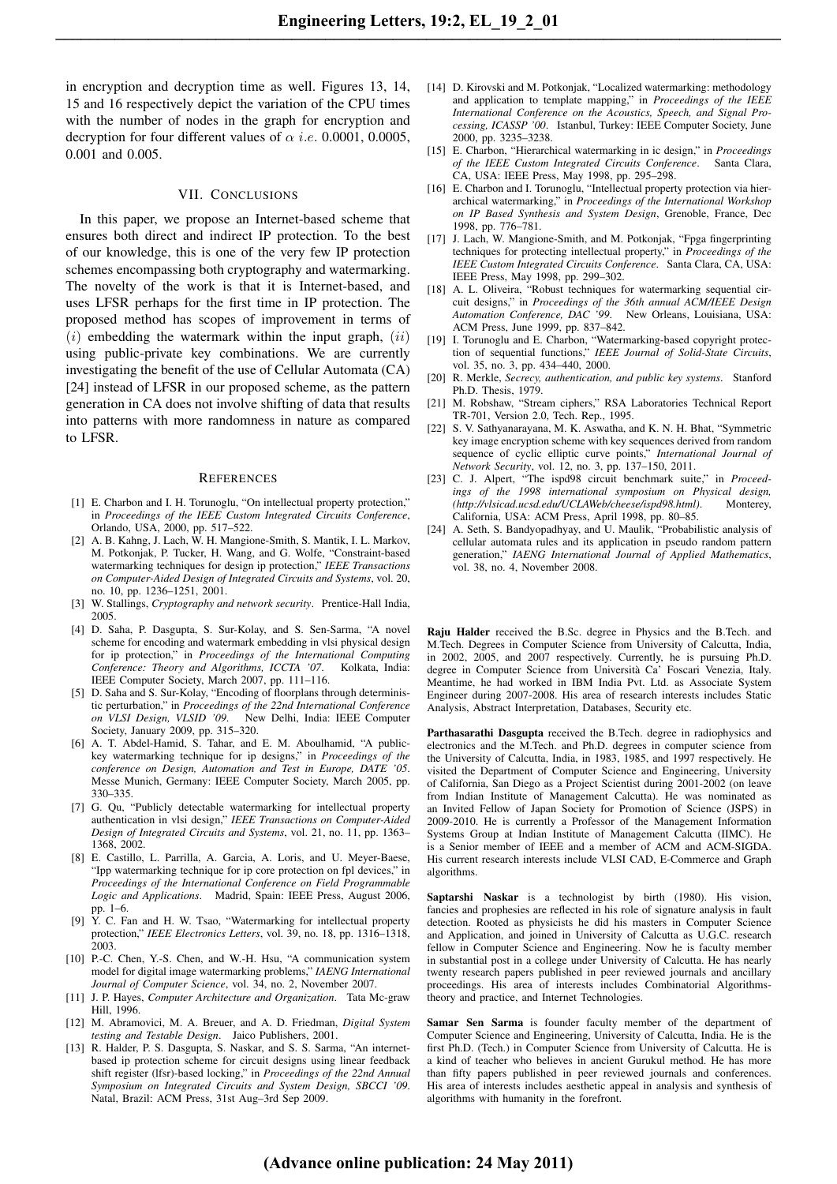in encryption and decryption time as well. Figures 13, 14, 15 and 16 respectively depict the variation of the CPU times with the number of nodes in the graph for encryption and decryption for four different values of $\alpha$ *i.e.* 0.0001, 0.0005, 0.001 and 0.005.

## VII. Conclusions

In this paper, we propose an Internet-based scheme that ensures both direct and indirect IP protection. To the best of our knowledge, this is one of the very few IP protection schemes encompassing both cryptography and watermarking. The novelty of the work is that it is Internet-based, and uses LFSR perhaps for the first time in IP protection. The proposed method has scopes of improvement in terms of $(i)$ embedding the watermark within the input graph, $(ii)$ using public-private key combinations. We are currently investigating the benefit of the use of Cellular Automata (CA) [24] instead of LFSR in our proposed scheme, as the pattern generation in CA does not involve shifting of data that results into patterns with more randomness in nature as compared to LFSR.

## References

[1] E. Charbon and I. H. Torunoglu, "On intellectual property protection," in *Proceedings of the IEEE Custom Integrated Circuits Conference*, Orlando, USA, 2000, pp. 517–522.

[2] A. B. Kahng, J. Lach, W. H. Mangione-Smith, S. Mantik, I. L. Markov, M. Potkonjak, P. Tucker, H. Wang, and G. Wolfe, "Constraint-based watermarking techniques for design ip protection," *IEEE Transactions on Computer-Aided Design of Integrated Circuits and Systems*, vol. 20, no. 10, pp. 1236–1251, 2001.

[3] W. Stallings, *Cryptography and network security*. Prentice-Hall India, 2005.

[4] D. Saha, P. Dasgupta, S. Sur-Kolay, and S. Sen-Sarma, "A novel scheme for encoding and watermark embedding in vlsi physical design for ip protection," in *Proceedings of the International Computing Conference: Theory and Algorithms, ICCTA '07*. Kolkata, India: IEEE Computer Society, March 2007, pp. 111–116.

[5] D. Saha and S. Sur-Kolay, "Encoding of floorplans through deterministic perturbation," in *Proceedings of the 22nd International Conference on VLSI Design, VLSID '09*. New Delhi, India: IEEE Computer Society, January 2009, pp. 315–320.

[6] A. T. Abdel-Hamid, S. Tahar, and E. M. Aboulhamid, "A public-key watermarking technique for ip designs," in *Proceedings of the conference on Design, Automation and Test in Europe, DATE '05*. Messe Munich, Germany: IEEE Computer Society, March 2005, pp. 330–335.

[7] G. Qu, "Publicly detectable watermarking for intellectual property authentication in vlsi design," *IEEE Transactions on Computer-Aided Design of Integrated Circuits and Systems*, vol. 21, no. 11, pp. 1363–1368, 2002.

[8] E. Castillo, L. Parrilla, A. Garcia, A. Loris, and U. Meyer-Baese, "Ipp watermarking technique for ip core protection on fpl devices," in *Proceedings of the International Conference on Field Programmable Logic and Applications*. Madrid, Spain: IEEE Press, August 2006, pp. 1–6.

[9] Y. C. Fan and H. W. Tsao, "Watermarking for intellectual property protection," *IEEE Electronics Letters*, vol. 39, no. 18, pp. 1316–1318, 2003.

[10] P.-C. Chen, Y.-S. Chen, and W.-H. Hsu, "A communication system model for digital image watermarking problems," *IAENG International Journal of Computer Science*, vol. 34, no. 2, November 2007.

[11] J. P. Hayes, *Computer Architecture and Organization*. Tata Mc-graw Hill, 1996.

[12] M. Abramovici, M. A. Breuer, and A. D. Friedman, *Digital System testing and Testable Design*. Jaico Publishers, 2001.

[13] R. Halder, P. S. Dasgupta, S. Naskar, and S. S. Sarma, "An internet-based ip protection scheme for circuit designs using linear feedback shift register (lfsr)-based locking," in *Proceedings of the 22nd Annual Symposium on Integrated Circuits and System Design, SBCCI '09*. Natal, Brazil: ACM Press, 31st Aug–3rd Sep 2009.

[14] D. Kirovski and M. Potkonjak, "Localized watermarking: methodology and application to template mapping," in *Proceedings of the IEEE International Conference on the Acoustics, Speech, and Signal Processing, ICASSP '00*. Istanbul, Turkey: IEEE Computer Society, June 2000, pp. 3235–3238.

[15] E. Charbon, "Hierarchical watermarking in ic design," in *Proceedings of the IEEE Custom Integrated Circuits Conference*. Santa Clara, CA, USA: IEEE Press, May 1998, pp. 295–298.

[16] E. Charbon and I. Torunoglu, "Intellectual property protection via hierarchical watermarking," in *Proceedings of the International Workshop on IP Based Synthesis and System Design*, Grenoble, France, Dec 1998, pp. 776–781.

[17] J. Lach, W. Mangione-Smith, and M. Potkonjak, "Fpga fingerprinting techniques for protecting intellectual property," in *Proceedings of the IEEE Custom Integrated Circuits Conference*. Santa Clara, CA, USA: IEEE Press, May 1998, pp. 299–302.

[18] A. L. Oliveira, "Robust techniques for watermarking sequential circuit designs," in *Proceedings of the 36th annual ACM/IEEE Design Automation Conference, DAC '99*. New Orleans, Louisiana, USA: ACM Press, June 1999, pp. 837–842.

[19] I. Torunoglu and E. Charbon, "Watermarking-based copyright protection of sequential functions," *IEEE Journal of Solid-State Circuits*, vol. 35, no. 3, pp. 434–440, 2000.

[20] R. Merkle, *Secrecy, authentication, and public key systems*. Stanford Ph.D. Thesis, 1979.

[21] M. Robshaw, "Stream ciphers," RSA Laboratories Technical Report TR-701, Version 2.0, Tech. Rep., 1995.

[22] S. V. Sathyanarayana, M. K. Aswatha, and K. N. H. Bhat, "Symmetric key image encryption scheme with key sequences derived from random sequence of cyclic elliptic curve points," *International Journal of Network Security*, vol. 12, no. 3, pp. 137–150, 2011.

[23] C. J. Alpert, "The ispd98 circuit benchmark suite," in *Proceedings of the 1998 international symposium on Physical design, (http://vlsicad.ucsd.edu/UCLAWeb/cheese/ispd98.html)*. Monterey, California, USA: ACM Press, April 1998, pp. 80–85.

[24] A. Seth, S. Bandyopadhyay, and U. Maulik, "Probabilistic analysis of cellular automata rules and its application in pseudo random pattern generation," *IAENG International Journal of Applied Mathematics*, vol. 38, no. 4, November 2008.

**Raju Halder** received the B.Sc. degree in Physics and the B.Tech. and M.Tech. Degrees in Computer Science from University of Calcutta, India, in 2002, 2005, and 2007 respectively. Currently, he is pursuing Ph.D. degree in Computer Science from Università Ca' Foscari Venezia, Italy. Meantime, he had worked in IBM India Pvt. Ltd. as Associate System Engineer during 2007-2008. His area of research interests includes Static Analysis, Abstract Interpretation, Databases, Security etc.

**Parthasarathi Dasgupta** received the B.Tech. degree in radiophysics and electronics and the M.Tech. and Ph.D. degrees in computer science from the University of Calcutta, India, in 1983, 1985, and 1997 respectively. He visited the Department of Computer Science and Engineering, University of California, San Diego as a Project Scientist during 2001-2002 (on leave from Indian Institute of Management Calcutta). He was nominated as an Invited Fellow of Japan Society for Promotion of Science (JSPS) in 2009-2010. He is currently a Professor of the Management Information Systems Group at Indian Institute of Management Calcutta (IIMC). He is a Senior member of IEEE and a member of ACM and ACM-SIGDA. His current research interests include VLSI CAD, E-Commerce and Graph algorithms.

**Saptarshi Naskar** is a technologist by birth (1980). His vision, fancies and prophesies are reflected in his role of signature analysis in fault detection. Rooted as physicists he did his masters in Computer Science and Application, and joined in University of Calcutta as U.G.C. research fellow in Computer Science and Engineering. Now he is faculty member in substantial post in a college under University of Calcutta. He has nearly twenty research papers published in peer reviewed journals and ancillary proceedings. His area of interests includes Combinatorial Algorithms-theory and practice, and Internet Technologies.

**Samar Sen Sarma** is founder faculty member of the department of Computer Science and Engineering, University of Calcutta, India. He is the first Ph.D. (Tech.) in Computer Science from University of Calcutta. He is a kind of teacher who believes in ancient Gurukul method. He has more than fifty papers published in peer reviewed journals and conferences. His area of interests includes aesthetic appeal in analysis and synthesis of algorithms with humanity in the forefront.